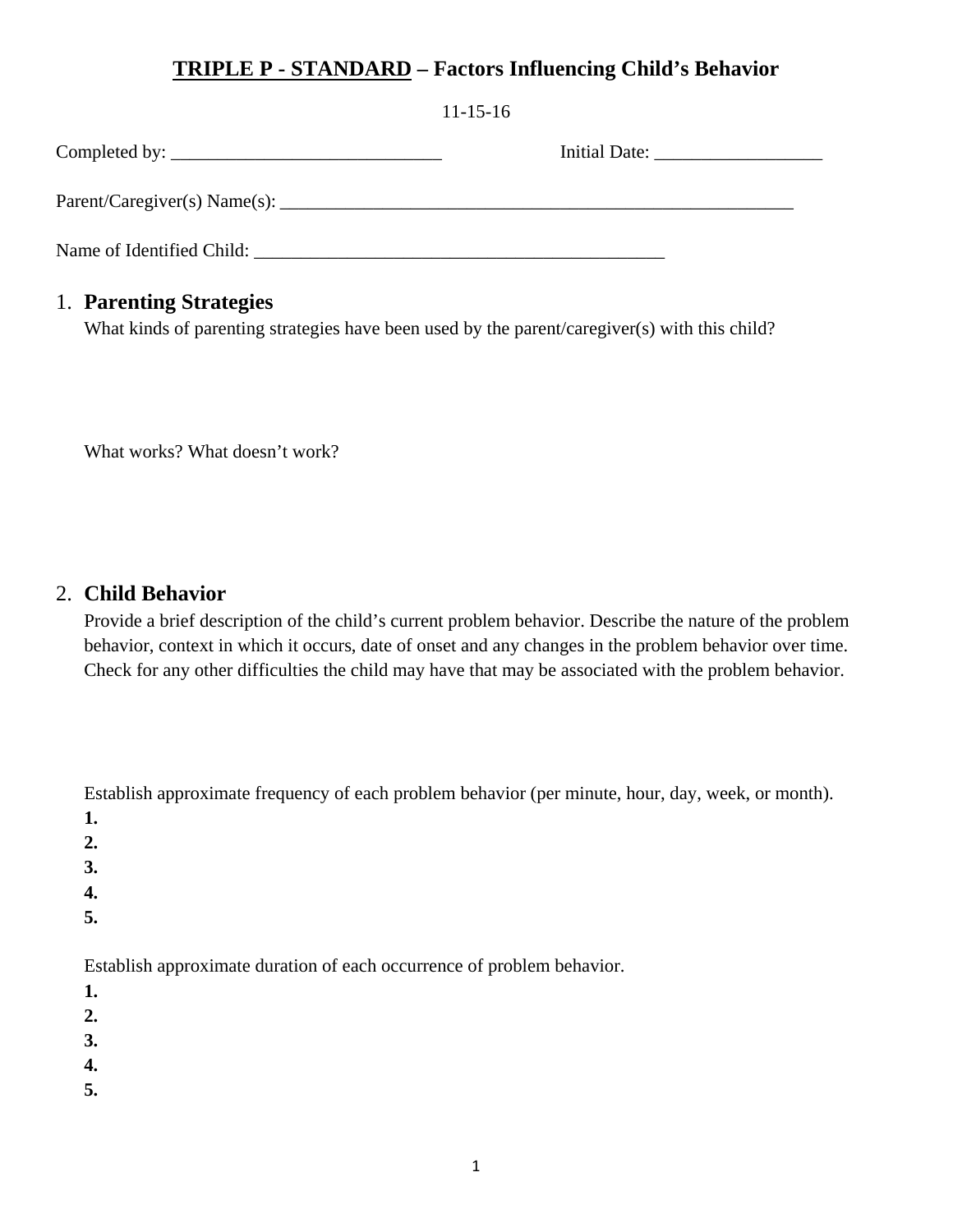# **<u>TRIPLE P - STANDARD</u> – Factors Influencing Child's Behavior**

11-15-16

Completed by: _____________________________ Initial Date: __________________

Parent/Caregiver(s) Name(s): _________________________________________________________

Name of Identified Child: _____________________________________________

## 1. **Parenting Strategies**

What kinds of parenting strategies have been used by the parent/caregiver(s) with this child?

What works? What doesn't work?

## 2. **Child Behavior**

Provide a brief description of the child's current problem behavior. Describe the nature of the problem behavior, context in which it occurs, date of onset and any changes in the problem behavior over time. Check for any other difficulties the child may have that may be associated with the problem behavior.

Establish approximate frequency of each problem behavior (per minute, hour, day, week, or month).

**1.**
**2.**
**3.**
**4.**
**5.**

Establish approximate duration of each occurrence of problem behavior.

**1.**
**2.**
**3.**
**4.**
**5.**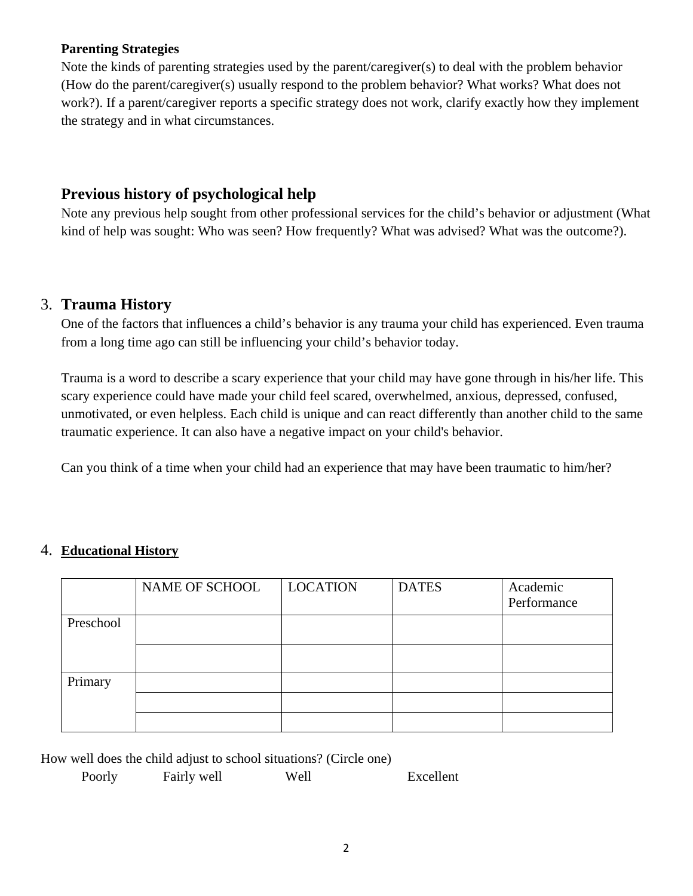**Parenting Strategies**

Note the kinds of parenting strategies used by the parent/caregiver(s) to deal with the problem behavior (How do the parent/caregiver(s) usually respond to the problem behavior? What works? What does not work?). If a parent/caregiver reports a specific strategy does not work, clarify exactly how they implement the strategy and in what circumstances.

## Previous history of psychological help

Note any previous help sought from other professional services for the child's behavior or adjustment (What kind of help was sought: Who was seen? How frequently? What was advised? What was the outcome?).

## 3. Trauma History

One of the factors that influences a child's behavior is any trauma your child has experienced. Even trauma from a long time ago can still be influencing your child's behavior today.

Trauma is a word to describe a scary experience that your child may have gone through in his/her life. This scary experience could have made your child feel scared, overwhelmed, anxious, depressed, confused, unmotivated, or even helpless. Each child is unique and can react differently than another child to the same traumatic experience. It can also have a negative impact on your child's behavior.

Can you think of a time when your child had an experience that may have been traumatic to him/her?

## 4. <u>Educational History</u>

| | NAME OF SCHOOL | LOCATION | DATES | Academic Performance |
|---|---|---|---|---|
| Preschool | | | | |
| | | | | |
| Primary | | | | |
| | | | | |
| | | | | |

How well does the child adjust to school situations? (Circle one)

Poorly    Fairly well    Well    Excellent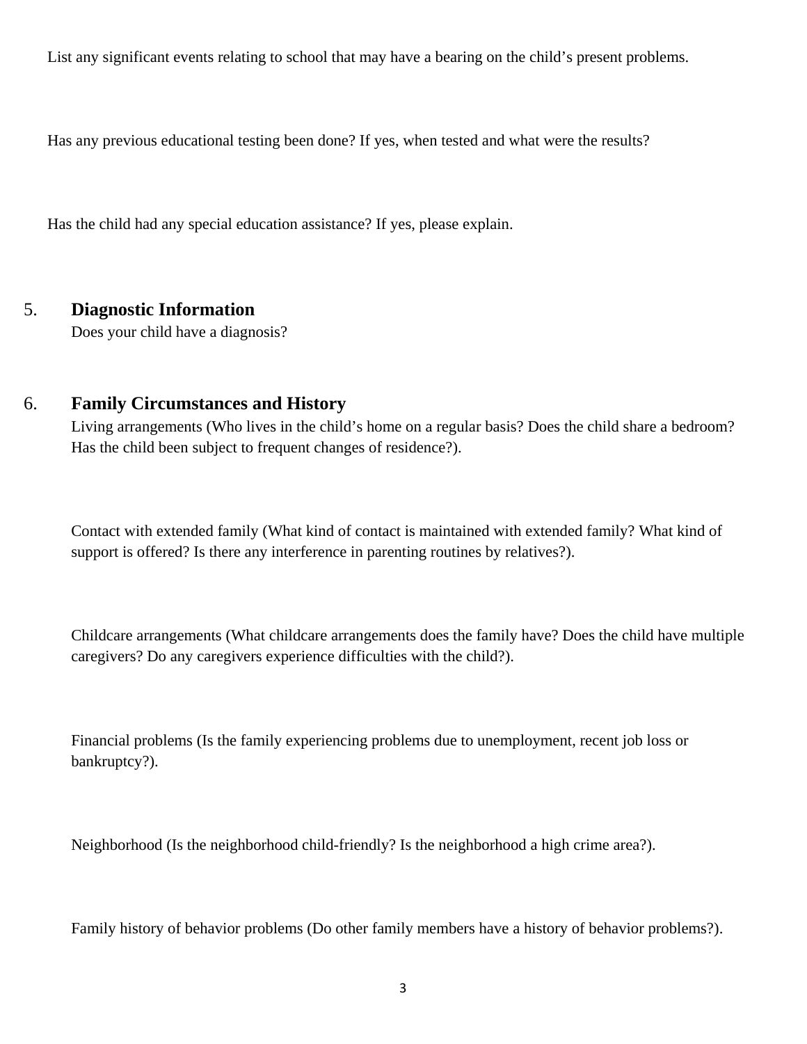List any significant events relating to school that may have a bearing on the child's present problems.

Has any previous educational testing been done? If yes, when tested and what were the results?

Has the child had any special education assistance? If yes, please explain.

## 5. Diagnostic Information

Does your child have a diagnosis?

## 6. Family Circumstances and History

Living arrangements (Who lives in the child's home on a regular basis? Does the child share a bedroom? Has the child been subject to frequent changes of residence?).

Contact with extended family (What kind of contact is maintained with extended family? What kind of support is offered? Is there any interference in parenting routines by relatives?).

Childcare arrangements (What childcare arrangements does the family have? Does the child have multiple caregivers? Do any caregivers experience difficulties with the child?).

Financial problems (Is the family experiencing problems due to unemployment, recent job loss or bankruptcy?).

Neighborhood (Is the neighborhood child-friendly? Is the neighborhood a high crime area?).

Family history of behavior problems (Do other family members have a history of behavior problems?).